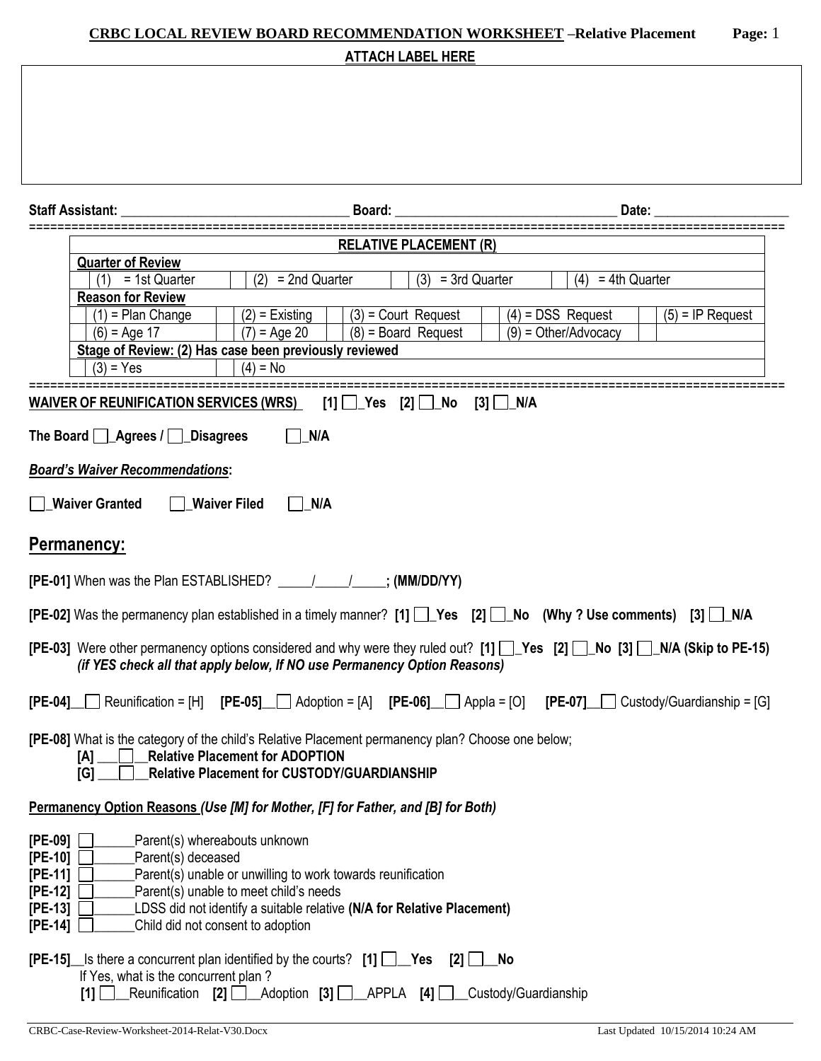**CRBC LOCAL REVIEW BOARD RECOMMENDATION WORKSHEET –Relative Placement** **Page:** 1

**ATTACH LABEL HERE**

**Staff Assistant:** ______________________________ **Board:** ______________________________ **Date:** ____________________

| RELATIVE PLACEMENT (R) | | | | | | | | | |
|---|---|---|---|---|---|---|---|---|---|
| **Quarter of Review** | | | | | | | | | |
| | (1) = 1st Quarter | | (2) = 2nd Quarter | | (3) = 3rd Quarter | | (4) = 4th Quarter | | |
| **Reason for Review** | | | | | | | | | |
| | (1) = Plan Change | | (2) = Existing | | (3) = Court Request | | (4) = DSS Request | | (5) = IP Request |
| | (6) = Age 17 | | (7) = Age 20 | | (8) = Board Request | | (9) = Other/Advocacy | | |
| **Stage of Review: (2) Has case been previously reviewed** | | | | | | | | | |
| | (3) = Yes | | (4) = No | | | | | | |

**WAIVER OF REUNIFICATION SERVICES (WRS)** **[1] ☐_Yes [2] ☐_No [3] ☐_N/A**

**The Board ☐_Agrees / ☐_Disagrees** **☐_N/A**

***Board's Waiver Recommendations*:**

**☐_Waiver Granted** **☐_Waiver Filed** **☐_N/A**

## Permanency:

**[PE-01]** When was the Plan ESTABLISHED? _____/_____/_____**; (MM/DD/YY)**

**[PE-02]** Was the permanency plan established in a timely manner? **[1] ☐_Yes [2] ☐_No (Why ? Use comments) [3] ☐_N/A**

**[PE-03]** Were other permanency options considered and why were they ruled out? **[1] ☐_Yes [2] ☐_No [3] ☐_N/A (Skip to PE-15)**
***(if YES check all that apply below, If NO use Permanency Option Reasons)***

**[PE-04]**__☐ Reunification = [H] **[PE-05]**__☐ Adoption = [A] **[PE-06]**__☐ Appla = [O] **[PE-07]**__☐ Custody/Guardianship = [G]

**[PE-08]** What is the category of the child's Relative Placement permanency plan? Choose one below;
**[A]** ___☐__**Relative Placement for ADOPTION**
**[G]** ___☐__**Relative Placement for CUSTODY/GUARDIANSHIP**

**Permanency Option Reasons** ***(Use [M] for Mother, [F] for Father, and [B] for Both)***

**[PE-09]** ☐______Parent(s) whereabouts unknown
**[PE-10]** ☐______Parent(s) deceased
**[PE-11]** ☐______Parent(s) unable or unwilling to work towards reunification
**[PE-12]** ☐______Parent(s) unable to meet child's needs
**[PE-13]** ☐______LDSS did not identify a suitable relative **(N/A for Relative Placement)**
**[PE-14]** ☐______Child did not consent to adoption

**[PE-15]**__Is there a concurrent plan identified by the courts? **[1] ☐__Yes [2] ☐__No**
If Yes, what is the concurrent plan ?
**[1]** ☐__Reunification **[2]** ☐__Adoption **[3]** ☐__APPLA **[4]** ☐__Custody/Guardianship

CRBC-Case-Review-Worksheet-2014-Relat-V30.Docx Last Updated 10/15/2014 10:24 AM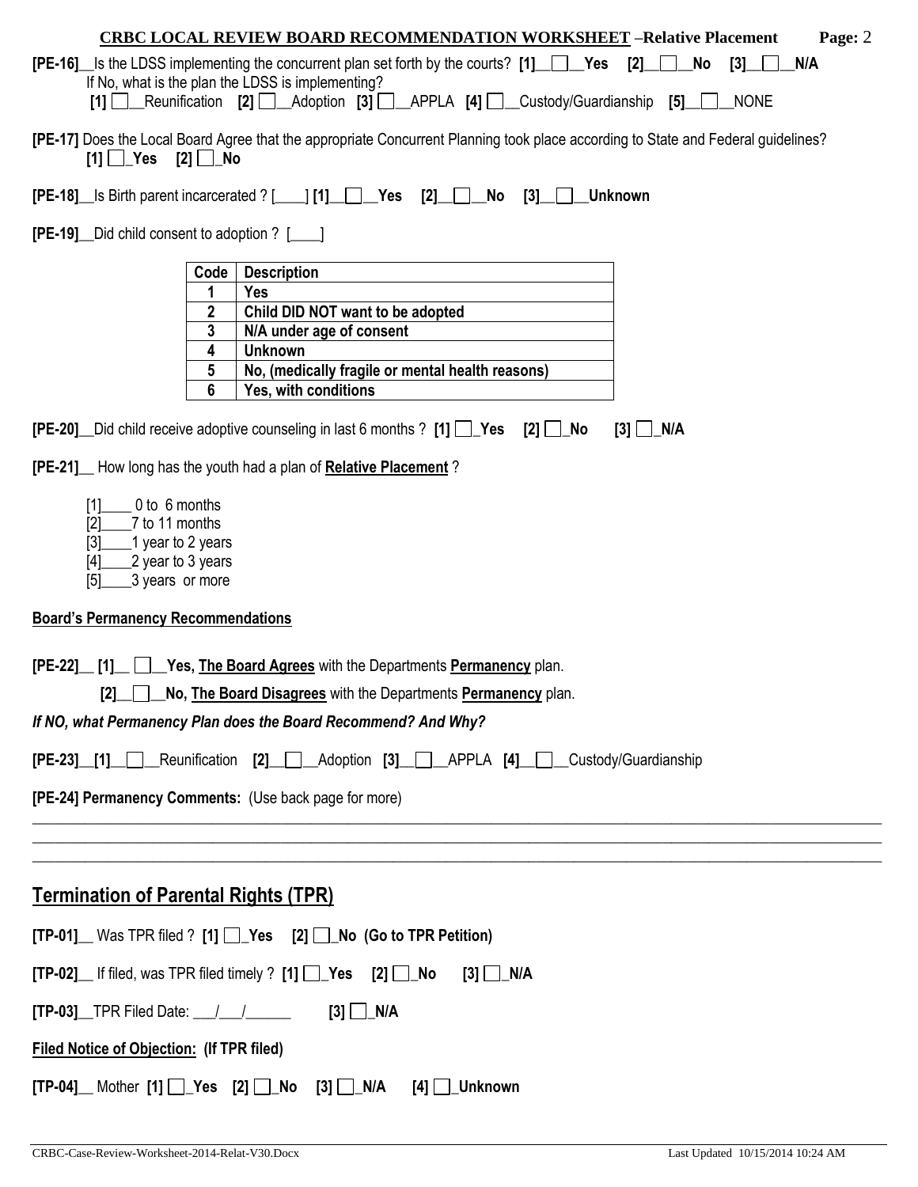**[PE-16]**__Is the LDSS implementing the concurrent plan set forth by the courts? **[1]**__☐__**Yes** **[2]**__☐__**No** **[3]**__☐__**N/A**
If No, what is the plan the LDSS is implementing?
**[1]** ☐__Reunification **[2]** ☐__Adoption **[3]** ☐__APPLA **[4]** ☐__Custody/Guardianship **[5]**__☐__NONE

**[PE-17]** Does the Local Board Agree that the appropriate Concurrent Planning took place according to State and Federal guidelines?
**[1]** ☐_**Yes** **[2]** ☐_**No**

**[PE-18]**__Is Birth parent incarcerated ? [____] **[1]**__☐__**Yes** **[2]**__☐__**No** **[3]**__☐__**Unknown**

**[PE-19]**__Did child consent to adoption ? [____]

| Code | Description |
|---|---|
| 1 | Yes |
| 2 | Child DID NOT want to be adopted |
| 3 | N/A under age of consent |
| 4 | Unknown |
| 5 | No, (medically fragile or mental health reasons) |
| 6 | Yes, with conditions |

**[PE-20]**__Did child receive adoptive counseling in last 6 months ? **[1]** ☐_**Yes** **[2]** ☐_**No** **[3]** ☐_**N/A**

**[PE-21]**__ How long has the youth had a plan of **Relative Placement** ?

[1]____ 0 to 6 months
[2]____7 to 11 months
[3]____1 year to 2 years
[4]____2 year to 3 years
[5]____3 years or more

**Board's Permanency Recommendations**

**[PE-22]**__ **[1]**__ ☐__**Yes, The Board Agrees** with the Departments **Permanency** plan.
**[2]**__☐__**No, The Board Disagrees** with the Departments **Permanency** plan.

***If NO, what Permanency Plan does the Board Recommend? And Why?***

**[PE-23]**__**[1]**__☐__Reunification **[2]**__☐__Adoption **[3]**__☐__APPLA **[4]**__☐__Custody/Guardianship

**[PE-24] Permanency Comments:** (Use back page for more)

______________________________________________________________________________
______________________________________________________________________________
______________________________________________________________________________

## Termination of Parental Rights (TPR)

**[TP-01]**__ Was TPR filed ? **[1]** ☐_**Yes** **[2]** ☐_**No (Go to TPR Petition)**

**[TP-02]**__ If filed, was TPR filed timely ? **[1]** ☐_**Yes** **[2]** ☐_**No** **[3]** ☐_**N/A**

**[TP-03]**__TPR Filed Date: ___/___/______ **[3]** ☐_**N/A**

**Filed Notice of Objection: (If TPR filed)**

**[TP-04]**__ Mother **[1]** ☐_**Yes** **[2]** ☐_**No** **[3]** ☐_**N/A** **[4]** ☐_**Unknown**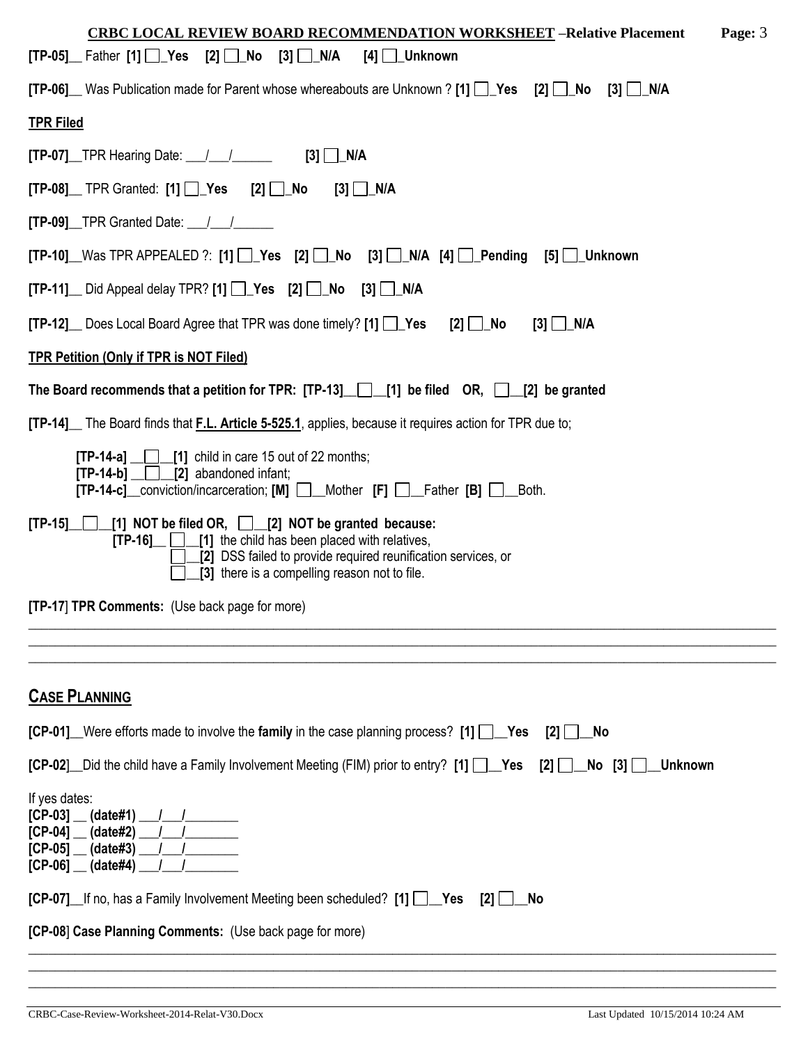**[TP-05]**__ Father **[1]** ☐_**Yes** **[2]** ☐_**No** **[3]** ☐_**N/A** **[4]** ☐_**Unknown**

**[TP-06]**__ Was Publication made for Parent whose whereabouts are Unknown ? **[1]** ☐_**Yes** **[2]** ☐_**No** **[3]** ☐_**N/A**

**TPR Filed**

**[TP-07]**__TPR Hearing Date: ___/___/______ **[3]** ☐_**N/A**

**[TP-08]**__ TPR Granted: **[1]** ☐_**Yes** **[2]** ☐_**No** **[3]** ☐_**N/A**

**[TP-09]**__TPR Granted Date: ___/___/______

**[TP-10]**__Was TPR APPEALED ?: **[1]** ☐_**Yes** **[2]** ☐_**No** **[3]** ☐_**N/A** **[4]** ☐_**Pending** **[5]** ☐_**Unknown**

**[TP-11]**__ Did Appeal delay TPR? **[1]** ☐_**Yes** **[2]** ☐_**No** **[3]** ☐_**N/A**

**[TP-12]**__ Does Local Board Agree that TPR was done timely? **[1]** ☐_**Yes** **[2]** ☐_**No** **[3]** ☐_**N/A**

**TPR Petition (Only if TPR is NOT Filed)**

**The Board recommends that a petition for TPR: [TP-13]__ ☐__[1] be filed OR, ☐__[2] be granted**

**[TP-14]**__ The Board finds that **F.L. Article 5-525.1**, applies, because it requires action for TPR due to;

**[TP-14-a]** __☐__**[1]** child in care 15 out of 22 months;
**[TP-14-b]** __☐__**[2]** abandoned infant;
**[TP-14-c]**__conviction/incarceration; **[M]** ☐__Mother **[F]** ☐__Father **[B]** ☐__Both.

**[TP-15]**__☐__**[1] NOT be filed OR,** ☐__**[2] NOT be granted because:**
**[TP-16]**__ ☐__**[1]** the child has been placed with relatives,
☐__**[2]** DSS failed to provide required reunification services, or
☐__**[3]** there is a compelling reason not to file.

**[TP-17] TPR Comments:** (Use back page for more)

______________________________________________________________________________________________
______________________________________________________________________________________________
______________________________________________________________________________________________

## CASE PLANNING

**[CP-01]**__Were efforts made to involve the **family** in the case planning process? **[1]** ☐__**Yes** **[2]** ☐__**No**

**[CP-02]**__Did the child have a Family Involvement Meeting (FIM) prior to entry? **[1]** ☐__**Yes** **[2]** ☐__**No** **[3]** ☐__**Unknown**

If yes dates:
**[CP-03] __ (date#1)** ___/___/________
**[CP-04] __ (date#2)** ___/___/________
**[CP-05] __ (date#3)** ___/___/________
**[CP-06] __ (date#4)** ___/___/________

**[CP-07]**__If no, has a Family Involvement Meeting been scheduled? **[1]** ☐__**Yes** **[2]** ☐__**No**

**[CP-08] Case Planning Comments:** (Use back page for more)

______________________________________________________________________________________________
______________________________________________________________________________________________
______________________________________________________________________________________________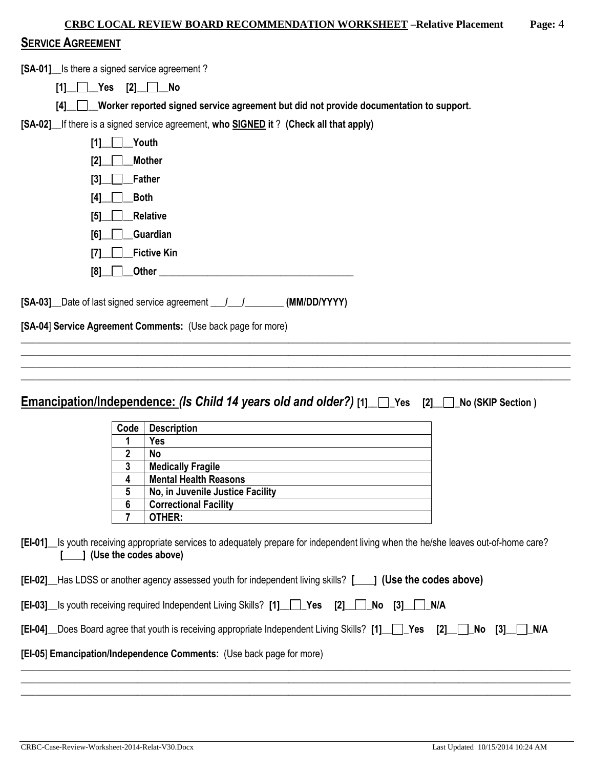## SERVICE AGREEMENT

**[SA-01]**__Is there a signed service agreement ?

**[1]__☐__Yes [2]__☐__No**

**[4]__☐__Worker reported signed service agreement but did not provide documentation to support.**

**[SA-02]**__If there is a signed service agreement, **who SIGNED it** ? **(Check all that apply)**

- **[1]__☐__Youth**
- **[2]__☐__Mother**
- **[3]__☐__Father**
- **[4]__☐__Both**
- **[5]__☐__Relative**
- **[6]__☐__Guardian**
- **[7]__☐__Fictive Kin**
- **[8]__☐__Other** ________________________________________

**[SA-03]**__Date of last signed service agreement ___/___/________ **(MM/DD/YYYY)**

**[SA-04] Service Agreement Comments:** (Use back page for more)

________________________________________________________________________________________________

________________________________________________________________________________________________

________________________________________________________________________________________________

________________________________________________________________________________________________

## Emancipation/Independence: *(Is Child 14 years old and older?)* [1]__☐_Yes [2]__☐_No (SKIP Section )

| Code | Description |
|---|---|
| 1 | Yes |
| 2 | No |
| 3 | Medically Fragile |
| 4 | Mental Health Reasons |
| 5 | No, in Juvenile Justice Facility |
| 6 | Correctional Facility |
| 7 | OTHER: |

**[EI-01]**__Is youth receiving appropriate services to adequately prepare for independent living when the he/she leaves out-of-home care? **[____] (Use the codes above)**

**[EI-02]**__Has LDSS or another agency assessed youth for independent living skills? **[____] (Use the codes above)**

**[EI-03]**__Is youth receiving required Independent Living Skills? **[1]__☐_Yes [2]__☐_No [3]__☐_N/A**

**[EI-04]**__Does Board agree that youth is receiving appropriate Independent Living Skills? **[1]__☐_Yes [2]__☐_No [3]__☐_N/A**

**[EI-05] Emancipation/Independence Comments:** (Use back page for more)

________________________________________________________________________________________________

________________________________________________________________________________________________

________________________________________________________________________________________________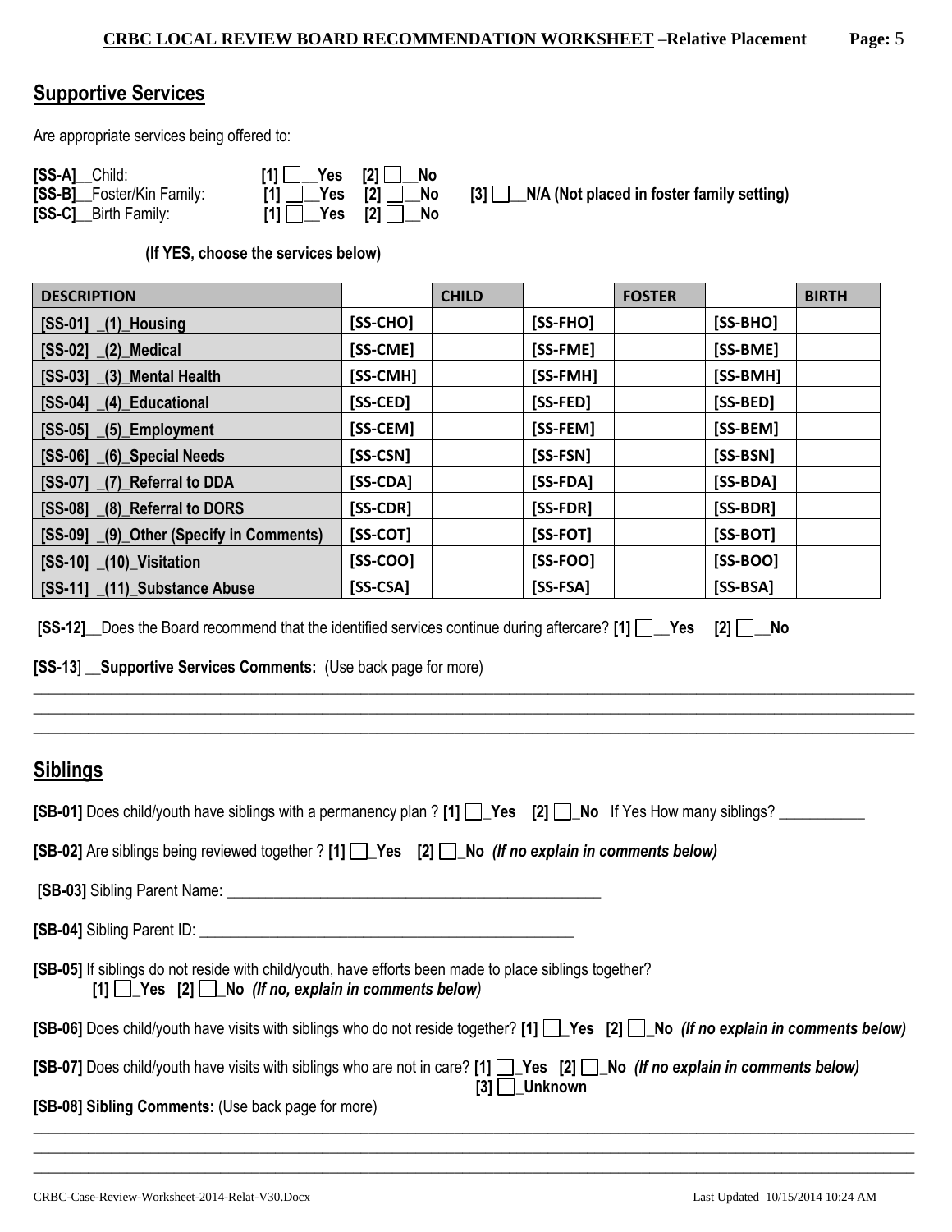## Supportive Services

Are appropriate services being offered to:

**[SS-A]**__Child: **[1] ☐__Yes [2] ☐__No**
**[SS-B]**__Foster/Kin Family: **[1] ☐__Yes [2] ☐__No [3] ☐__N/A (Not placed in foster family setting)**
**[SS-C]**__Birth Family: **[1] ☐__Yes [2] ☐__No**

**(If YES, choose the services below)**

| DESCRIPTION | | CHILD | | FOSTER | | BIRTH |
|---|---|---|---|---|---|---|
| **[SS-01] _(1)_Housing** | **[SS-CHO]** | | **[SS-FHO]** | | **[SS-BHO]** | |
| **[SS-02] _(2)_Medical** | **[SS-CME]** | | **[SS-FME]** | | **[SS-BME]** | |
| **[SS-03] _(3)_Mental Health** | **[SS-CMH]** | | **[SS-FMH]** | | **[SS-BMH]** | |
| **[SS-04] _(4)_Educational** | **[SS-CED]** | | **[SS-FED]** | | **[SS-BED]** | |
| **[SS-05] _(5)_Employment** | **[SS-CEM]** | | **[SS-FEM]** | | **[SS-BEM]** | |
| **[SS-06] _(6)_Special Needs** | **[SS-CSN]** | | **[SS-FSN]** | | **[SS-BSN]** | |
| **[SS-07] _(7)_Referral to DDA** | **[SS-CDA]** | | **[SS-FDA]** | | **[SS-BDA]** | |
| **[SS-08] _(8)_Referral to DORS** | **[SS-CDR]** | | **[SS-FDR]** | | **[SS-BDR]** | |
| **[SS-09] _(9)_Other (Specify in Comments)** | **[SS-COT]** | | **[SS-FOT]** | | **[SS-BOT]** | |
| **[SS-10] _(10)_Visitation** | **[SS-COO]** | | **[SS-FOO]** | | **[SS-BOO]** | |
| **[SS-11] _(11)_Substance Abuse** | **[SS-CSA]** | | **[SS-FSA]** | | **[SS-BSA]** | |

**[SS-12]**__Does the Board recommend that the identified services continue during aftercare? **[1] ☐__Yes [2] ☐__No**

**[SS-13]** __**Supportive Services Comments:** (Use back page for more)

______________________________________________________________________________
______________________________________________________________________________
______________________________________________________________________________

## Siblings

**[SB-01]** Does child/youth have siblings with a permanency plan ? **[1] ☐_Yes [2] ☐_No** If Yes How many siblings? ___________

**[SB-02]** Are siblings being reviewed together ? **[1] ☐_Yes [2] ☐_No** ***(If no explain in comments below)***

**[SB-03]** Sibling Parent Name: _________________________________________________

**[SB-04]** Sibling Parent ID: _________________________________________________

**[SB-05]** If siblings do not reside with child/youth, have efforts been made to place siblings together?
**[1] ☐_Yes [2] ☐_No** ***(If no, explain in comments below)***

**[SB-06]** Does child/youth have visits with siblings who do not reside together? **[1] ☐_Yes [2] ☐_No** ***(If no explain in comments below)***

**[SB-07]** Does child/youth have visits with siblings who are not in care? **[1] ☐_Yes [2] ☐_No** ***(If no explain in comments below)***
**[3] ☐_Unknown**

**[SB-08] Sibling Comments:** (Use back page for more)

______________________________________________________________________________
______________________________________________________________________________
______________________________________________________________________________

CRBC-Case-Review-Worksheet-2014-Relat-V30.Docx Last Updated 10/15/2014 10:24 AM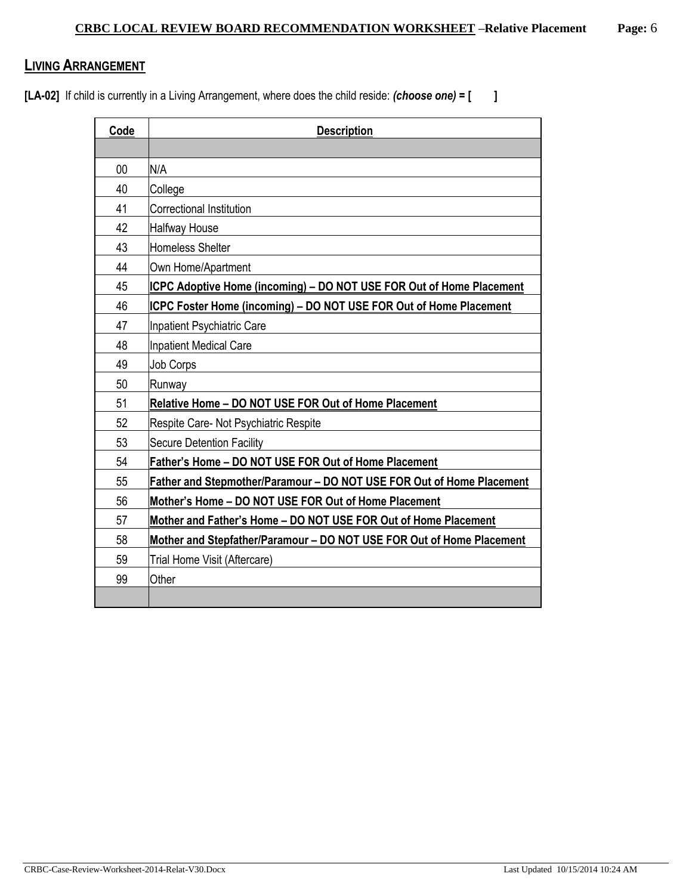## LIVING ARRANGEMENT

**[LA-02]** If child is currently in a Living Arrangement, where does the child reside: ***(choose one)* = [ ]**

| Code | Description |
|---|---|
| | |
| 00 | N/A |
| 40 | College |
| 41 | Correctional Institution |
| 42 | Halfway House |
| 43 | Homeless Shelter |
| 44 | Own Home/Apartment |
| 45 | **ICPC Adoptive Home (incoming) – DO NOT USE FOR Out of Home Placement** |
| 46 | **ICPC Foster Home (incoming) – DO NOT USE FOR Out of Home Placement** |
| 47 | Inpatient Psychiatric Care |
| 48 | Inpatient Medical Care |
| 49 | Job Corps |
| 50 | Runway |
| 51 | **Relative Home – DO NOT USE FOR Out of Home Placement** |
| 52 | Respite Care- Not Psychiatric Respite |
| 53 | Secure Detention Facility |
| 54 | **Father's Home – DO NOT USE FOR Out of Home Placement** |
| 55 | **Father and Stepmother/Paramour – DO NOT USE FOR Out of Home Placement** |
| 56 | **Mother's Home – DO NOT USE FOR Out of Home Placement** |
| 57 | **Mother and Father's Home – DO NOT USE FOR Out of Home Placement** |
| 58 | **Mother and Stepfather/Paramour – DO NOT USE FOR Out of Home Placement** |
| 59 | Trial Home Visit (Aftercare) |
| 99 | Other |
| | |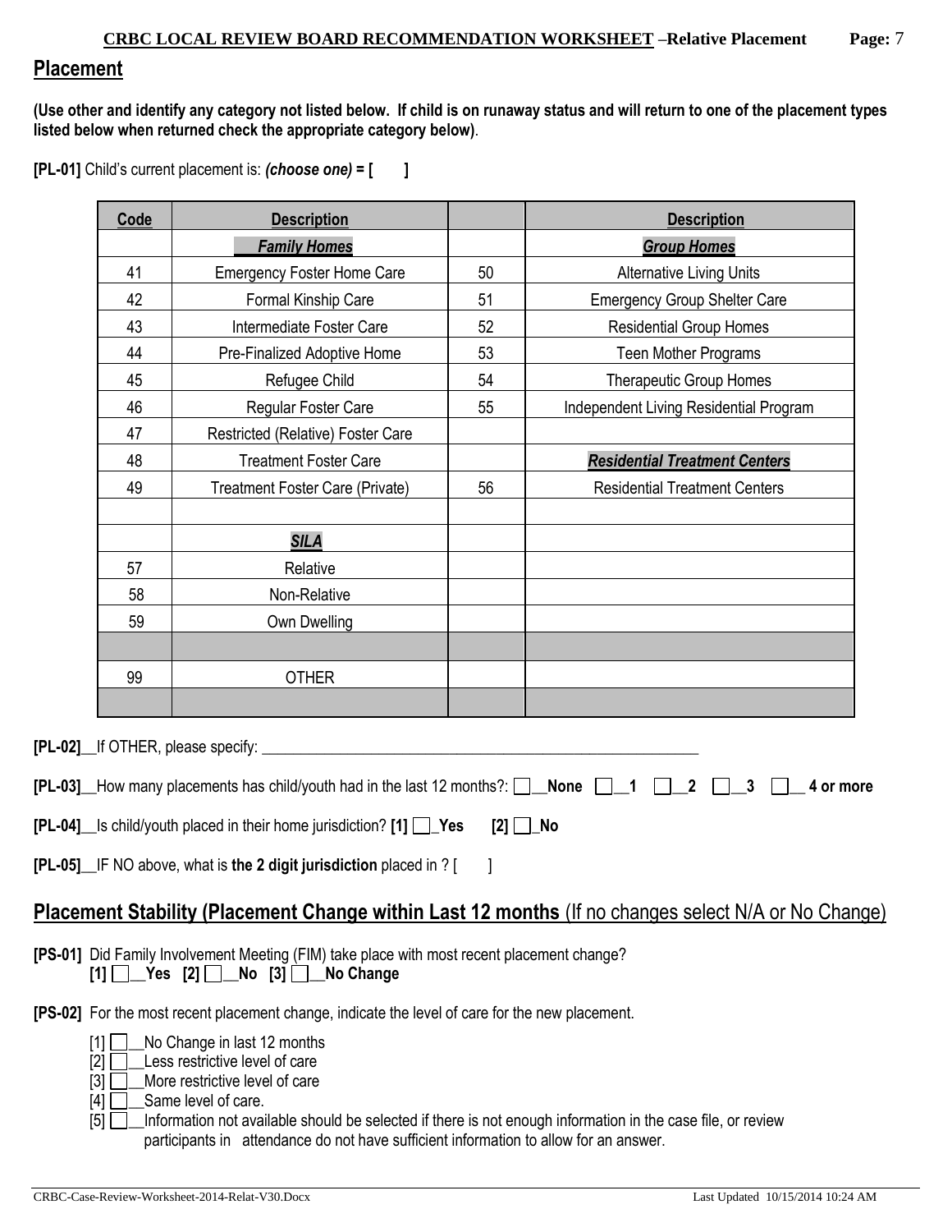## Placement

**(Use other and identify any category not listed below. If child is on runaway status and will return to one of the placement types listed below when returned check the appropriate category below)**.

**[PL-01]** Child's current placement is: ***(choose one)*** **= [ ]**

| Code | Description | | Description |
|---|---|---|---|
| | ***Family Homes*** | | ***Group Homes*** |
| 41 | Emergency Foster Home Care | 50 | Alternative Living Units |
| 42 | Formal Kinship Care | 51 | Emergency Group Shelter Care |
| 43 | Intermediate Foster Care | 52 | Residential Group Homes |
| 44 | Pre-Finalized Adoptive Home | 53 | Teen Mother Programs |
| 45 | Refugee Child | 54 | Therapeutic Group Homes |
| 46 | Regular Foster Care | 55 | Independent Living Residential Program |
| 47 | Restricted (Relative) Foster Care | | |
| 48 | Treatment Foster Care | | ***Residential Treatment Centers*** |
| 49 | Treatment Foster Care (Private) | 56 | Residential Treatment Centers |
| | | | |
| | ***SILA*** | | |
| 57 | Relative | | |
| 58 | Non-Relative | | |
| 59 | Own Dwelling | | |
| | | | |
| 99 | OTHER | | |
| | | | |

**[PL-02]**__If OTHER, please specify: ____________________________________________

**[PL-03]**__How many placements has child/youth had in the last 12 months?: ☐__**None** ☐__**1** ☐__**2** ☐__**3** ☐__ **4 or more**

**[PL-04]**__Is child/youth placed in their home jurisdiction? **[1]** ☐_**Yes** **[2]** ☐_**No**

**[PL-05]**__IF NO above, what is **the 2 digit jurisdiction** placed in ? [ ]

## Placement Stability (Placement Change within Last 12 months (If no changes select N/A or No Change)

**[PS-01]** Did Family Involvement Meeting (FIM) take place with most recent placement change?
**[1]** ☐__**Yes** **[2]** ☐__**No** **[3]** ☐__**No Change**

**[PS-02]** For the most recent placement change, indicate the level of care for the new placement.

[1] ☐__No Change in last 12 months
[2] ☐__Less restrictive level of care
[3] ☐__More restrictive level of care
[4] ☐__Same level of care.
[5] ☐__Information not available should be selected if there is not enough information in the case file, or review participants in attendance do not have sufficient information to allow for an answer.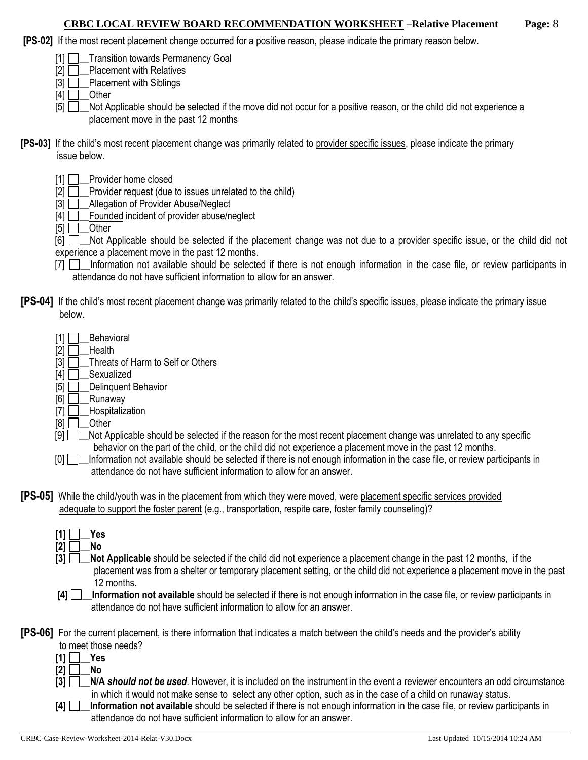**[PS-02]** If the most recent placement change occurred for a positive reason, please indicate the primary reason below.

- [1] ☐__Transition towards Permanency Goal
- [2] ☐__Placement with Relatives
- [3] ☐__Placement with Siblings
- [4] ☐__Other
- [5] ☐__Not Applicable should be selected if the move did not occur for a positive reason, or the child did not experience a placement move in the past 12 months

**[PS-03]** If the child's most recent placement change was primarily related to provider specific issues, please indicate the primary issue below.

- [1] ☐__Provider home closed
- [2] ☐__Provider request (due to issues unrelated to the child)
- [3] ☐__Allegation of Provider Abuse/Neglect
- [4] ☐__Founded incident of provider abuse/neglect
- [5] ☐__Other
- [6] ☐__Not Applicable should be selected if the placement change was not due to a provider specific issue, or the child did not experience a placement move in the past 12 months.
- [7] ☐__Information not available should be selected if there is not enough information in the case file, or review participants in attendance do not have sufficient information to allow for an answer.

**[PS-04]** If the child's most recent placement change was primarily related to the child's specific issues, please indicate the primary issue below.

- [1] ☐__Behavioral
- [2] ☐__Health
- [3] ☐__Threats of Harm to Self or Others
- [4] ☐__Sexualized
- [5] ☐__Delinquent Behavior
- [6] ☐__Runaway
- [7] ☐__Hospitalization
- [8] ☐__Other
- [9] ☐__Not Applicable should be selected if the reason for the most recent placement change was unrelated to any specific behavior on the part of the child, or the child did not experience a placement move in the past 12 months.
- [0] ☐__Information not available should be selected if there is not enough information in the case file, or review participants in attendance do not have sufficient information to allow for an answer.

**[PS-05]** While the child/youth was in the placement from which they were moved, were placement specific services provided adequate to support the foster parent (e.g., transportation, respite care, foster family counseling)?

- **[1]** ☐**__Yes**
- **[2]** ☐**__No**
- **[3]** ☐**__Not Applicable** should be selected if the child did not experience a placement change in the past 12 months, if the placement was from a shelter or temporary placement setting, or the child did not experience a placement move in the past 12 months.
- **[4]** ☐**__Information not available** should be selected if there is not enough information in the case file, or review participants in attendance do not have sufficient information to allow for an answer.

**[PS-06]** For the current placement, is there information that indicates a match between the child's needs and the provider's ability to meet those needs?

- **[1]** ☐**__Yes**
- **[2]** ☐**__No**
- **[3]** ☐**__N/A *should not be used***. However, it is included on the instrument in the event a reviewer encounters an odd circumstance in which it would not make sense to select any other option, such as in the case of a child on runaway status.
- **[4]** ☐**__Information not available** should be selected if there is not enough information in the case file, or review participants in attendance do not have sufficient information to allow for an answer.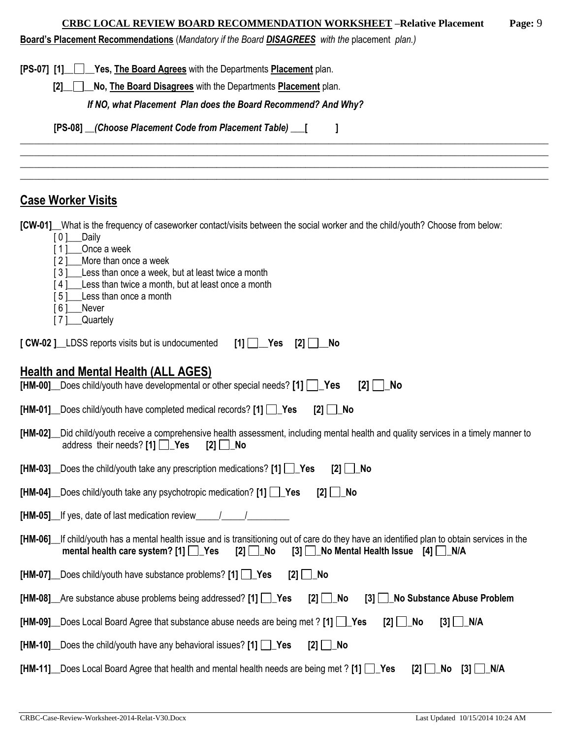**CRBC LOCAL REVIEW BOARD RECOMMENDATION WORKSHEET –Relative Placement**

**Board's Placement Recommendations** (*Mandatory if the Board **DISAGREES** with the placement plan.)*

**[PS-07] [1]__☐__Yes, The Board Agrees** with the Departments **Placement** plan.

**[2]__☐__No, The Board Disagrees** with the Departments **Placement** plan.

***If NO, what Placement Plan does the Board Recommend? And Why?***

**[PS-08] __(*Choose Placement Code from Placement Table)* ___[ ]**

_______________________________________________________________________________

_______________________________________________________________________________

_______________________________________________________________________________

_______________________________________________________________________________

## Case Worker Visits

**[CW-01]**__What is the frequency of caseworker contact/visits between the social worker and the child/youth? Choose from below:

- [ 0 ]___Daily
- [ 1 ]___Once a week
- [ 2 ]___More than once a week
- [ 3 ]___Less than once a week, but at least twice a month
- [ 4 ]___Less than twice a month, but at least once a month
- [ 5 ]___Less than once a month
- [ 6 ]___Never
- [ 7 ]___Quartely

**[ CW-02 ]**__LDSS reports visits but is undocumented **[1] ☐__Yes [2] ☐__No**

## Health and Mental Health (ALL AGES)

**[HM-00]**__Does child/youth have developmental or other special needs? **[1] ☐_Yes [2] ☐_No**

**[HM-01]**__Does child/youth have completed medical records? **[1] ☐_Yes [2] ☐_No**

**[HM-02]**__Did child/youth receive a comprehensive health assessment, including mental health and quality services in a timely manner to address their needs? **[1] ☐_Yes [2] ☐_No**

**[HM-03]**__Does the child/youth take any prescription medications? **[1] ☐_Yes [2] ☐_No**

**[HM-04]**__Does child/youth take any psychotropic medication? **[1] ☐_Yes [2] ☐_No**

**[HM-05]**__If yes, date of last medication review_____/_____/_________

**[HM-06]**__If child/youth has a mental health issue and is transitioning out of care do they have an identified plan to obtain services in the **mental health care system? [1] ☐_Yes [2] ☐_No [3] ☐_No Mental Health Issue [4] ☐_N/A**

**[HM-07]**__Does child/youth have substance problems? **[1] ☐_Yes [2] ☐_No**

**[HM-08]**__Are substance abuse problems being addressed? **[1] ☐_Yes [2] ☐_No [3] ☐_No Substance Abuse Problem**

**[HM-09]**__Does Local Board Agree that substance abuse needs are being met ? **[1] ☐_Yes [2] ☐_No [3] ☐_N/A**

**[HM-10]**__Does the child/youth have any behavioral issues? **[1] ☐_Yes [2] ☐_No**

**[HM-11]**__Does Local Board Agree that health and mental health needs are being met ? **[1] ☐_Yes [2] ☐_No [3] ☐_N/A**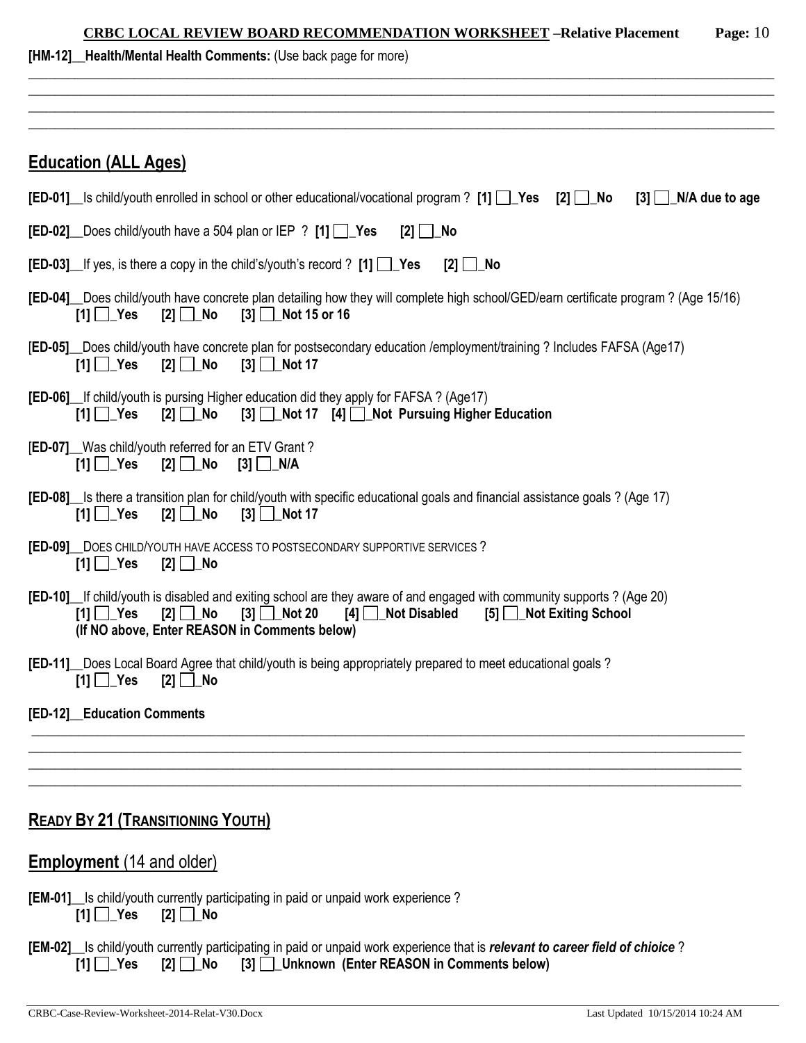**[HM-12]__Health/Mental Health Comments:** (Use back page for more)

______________________________________________________________________________________________________
______________________________________________________________________________________________________
______________________________________________________________________________________________________
______________________________________________________________________________________________________

## Education (ALL Ages)

**[ED-01]**__Is child/youth enrolled in school or other educational/vocational program ? **[1] ☐_Yes [2] ☐_No [3] ☐_N/A due to age**

**[ED-02]**__Does child/youth have a 504 plan or IEP ? **[1] ☐_Yes [2] ☐_No**

**[ED-03]**__If yes, is there a copy in the child's/youth's record ? **[1] ☐_Yes [2] ☐_No**

**[ED-04]**__Does child/youth have concrete plan detailing how they will complete high school/GED/earn certificate program ? (Age 15/16)
**[1] ☐_Yes [2] ☐_No [3] ☐_Not 15 or 16**

[**ED-05]**__Does child/youth have concrete plan for postsecondary education /employment/training ? Includes FAFSA (Age17)
**[1] ☐_Yes [2] ☐_No [3] ☐_Not 17**

**[ED-06]**__If child/youth is pursing Higher education did they apply for FAFSA ? (Age17)
**[1] ☐_Yes [2] ☐_No [3] ☐_Not 17 [4] ☐_Not Pursuing Higher Education**

[**ED-07]**__Was child/youth referred for an ETV Grant ?
**[1] ☐_Yes [2] ☐_No [3] ☐_N/A**

**[ED-08]**__Is there a transition plan for child/youth with specific educational goals and financial assistance goals ? (Age 17)
**[1] ☐_Yes [2] ☐_No [3] ☐_Not 17**

**[ED-09]**__DOES CHILD/YOUTH HAVE ACCESS TO POSTSECONDARY SUPPORTIVE SERVICES ?
**[1] ☐_Yes [2] ☐_No**

**[ED-10]**__If child/youth is disabled and exiting school are they aware of and engaged with community supports ? (Age 20)
**[1] ☐_Yes [2] ☐_No [3] ☐_Not 20 [4] ☐_Not Disabled [5] ☐_Not Exiting School**
**(If NO above, Enter REASON in Comments below)**

**[ED-11]**__Does Local Board Agree that child/youth is being appropriately prepared to meet educational goals ?
**[1] ☐_Yes [2] ☐_No**

**[ED-12]__Education Comments**

______________________________________________________________________________________________________
______________________________________________________________________________________________________
______________________________________________________________________________________________________
______________________________________________________________________________________________________

## READY BY 21 (TRANSITIONING YOUTH)

## Employment (14 and older)

**[EM-01]**__Is child/youth currently participating in paid or unpaid work experience ?
**[1] ☐_Yes [2] ☐_No**

**[EM-02]**__Is child/youth currently participating in paid or unpaid work experience that is ***relevant to career field of chioice*** ?
**[1] ☐_Yes [2] ☐_No [3] ☐_Unknown (Enter REASON in Comments below)**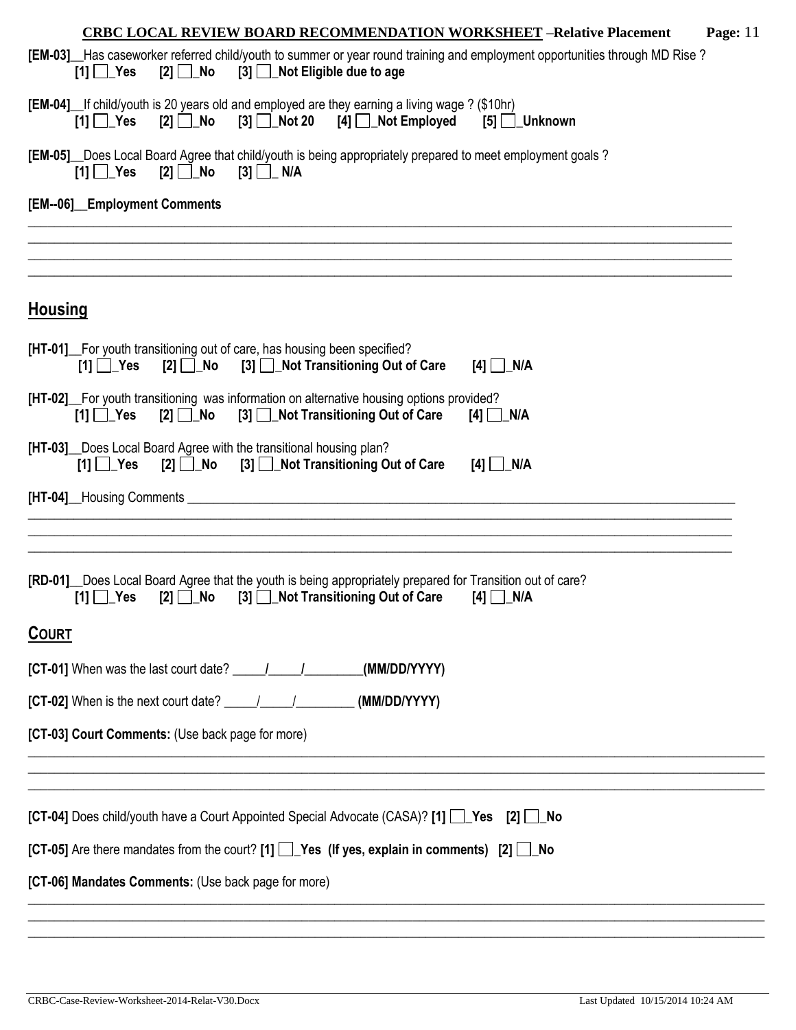**[EM-03]__**Has caseworker referred child/youth to summer or year round training and employment opportunities through MD Rise ?
**[1] ☐_Yes [2] ☐_No [3] ☐_Not Eligible due to age**

**[EM-04]__**If child/youth is 20 years old and employed are they earning a living wage ? ($10hr)
**[1] ☐_Yes [2] ☐_No [3] ☐_Not 20 [4] ☐_Not Employed [5] ☐_Unknown**

**[EM-05]__**Does Local Board Agree that child/youth is being appropriately prepared to meet employment goals ?
**[1] ☐_Yes [2] ☐_No [3] ☐_ N/A**

**[EM--06]__Employment Comments**

______________________________________________________________________________________________
______________________________________________________________________________________________
______________________________________________________________________________________________
______________________________________________________________________________________________

## Housing

**[HT-01]__**For youth transitioning out of care, has housing been specified?
**[1] ☐_Yes [2] ☐_No [3] ☐_Not Transitioning Out of Care [4] ☐_N/A**

**[HT-02]__**For youth transitioning was information on alternative housing options provided?
**[1] ☐_Yes [2] ☐_No [3] ☐_Not Transitioning Out of Care [4] ☐_N/A**

**[HT-03]__**Does Local Board Agree with the transitional housing plan?
**[1] ☐_Yes [2] ☐_No [3] ☐_Not Transitioning Out of Care [4] ☐_N/A**

**[HT-04]__**Housing Comments ______________________________________________________________________________
______________________________________________________________________________________________
______________________________________________________________________________________________
______________________________________________________________________________________________

**[RD-01]__**Does Local Board Agree that the youth is being appropriately prepared for Transition out of care?
**[1] ☐_Yes [2] ☐_No [3] ☐_Not Transitioning Out of Care [4] ☐_N/A**

## COURT

**[CT-01]** When was the last court date? _____/_____/_________**(MM/DD/YYYY)**

**[CT-02]** When is the next court date? _____/_____/_________ **(MM/DD/YYYY)**

**[CT-03] Court Comments:** (Use back page for more)

______________________________________________________________________________________________
______________________________________________________________________________________________
______________________________________________________________________________________________

**[CT-04]** Does child/youth have a Court Appointed Special Advocate (CASA)? **[1] ☐_Yes [2] ☐_No**

**[CT-05]** Are there mandates from the court? **[1] ☐_Yes (If yes, explain in comments) [2] ☐_No**

**[CT-06] Mandates Comments:** (Use back page for more)

______________________________________________________________________________________________
______________________________________________________________________________________________
______________________________________________________________________________________________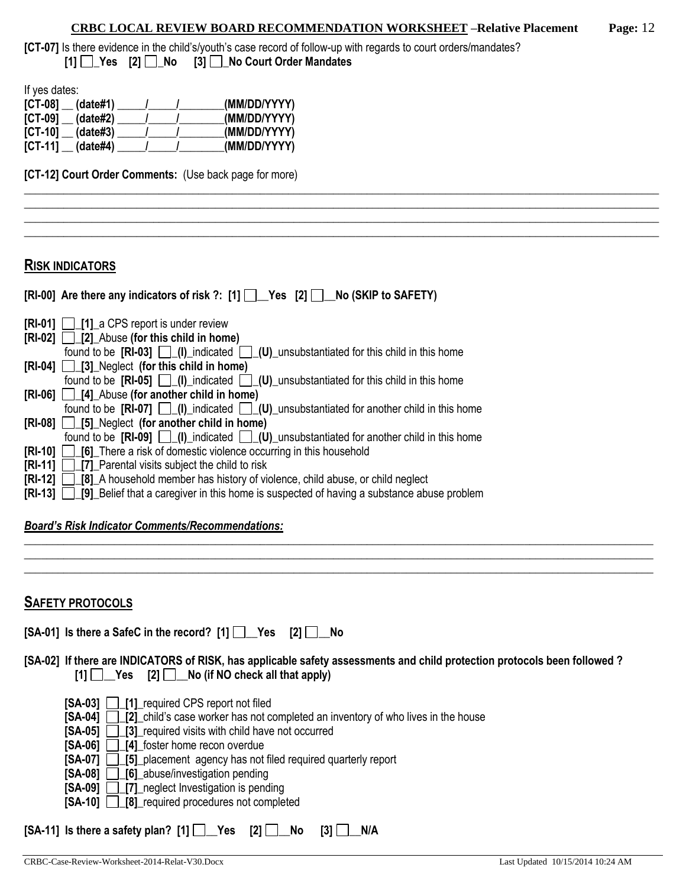**CRBC LOCAL REVIEW BOARD RECOMMENDATION WORKSHEET –Relative Placement**

**[CT-07]** Is there evidence in the child's/youth's case record of follow-up with regards to court orders/mandates?

**[1] ☐_Yes [2] ☐_No [3] ☐_No Court Order Mandates**

If yes dates:

**[CT-08] __ (date#1)** _____/_____/________**(MM/DD/YYYY)**
**[CT-09] __ (date#2)** _____/_____/________**(MM/DD/YYYY)**
**[CT-10] __ (date#3)** _____/_____/________**(MM/DD/YYYY)**
**[CT-11] __ (date#4)** _____/_____/________**(MM/DD/YYYY)**

**[CT-12] Court Order Comments:** (Use back page for more)

________________________________________________________________________________
________________________________________________________________________________
________________________________________________________________________________
________________________________________________________________________________

## RISK INDICATORS

**[RI-00] Are there any indicators of risk ?: [1] ☐__Yes [2] ☐__No (SKIP to SAFETY)**

**[RI-01]** ☐_**[1]**_a CPS report is under review
**[RI-02]** ☐_**[2]**_Abuse **(for this child in home)**
found to be **[RI-03]** ☐_**(I)**_indicated ☐_**(U)**_unsubstantiated for this child in this home
**[RI-04]** ☐_**[3]**_Neglect **(for this child in home)**
found to be **[RI-05]** ☐_**(I)**_indicated ☐_**(U)**_unsubstantiated for this child in this home
**[RI-06]** ☐_**[4]**_Abuse **(for another child in home)**
found to be **[RI-07]** ☐_**(I)**_indicated ☐_**(U)**_unsubstantiated for another child in this home
**[RI-08]** ☐_**[5]**_Neglect **(for another child in home)**
found to be **[RI-09]** ☐_**(I)**_indicated ☐_**(U)**_unsubstantiated for another child in this home
**[RI-10]** ☐_**[6]**_There a risk of domestic violence occurring in this household
**[RI-11]** ☐_**[7]**_Parental visits subject the child to risk
**[RI-12]** ☐_**[8]**_A household member has history of violence, child abuse, or child neglect
**[RI-13]** ☐_**[9]**_Belief that a caregiver in this home is suspected of having a substance abuse problem

***Board's Risk Indicator Comments/Recommendations:***

________________________________________________________________________________
________________________________________________________________________________
________________________________________________________________________________

## SAFETY PROTOCOLS

**[SA-01] Is there a SafeC in the record? [1] ☐__Yes [2] ☐__No**

**[SA-02] If there are INDICATORS of RISK, has applicable safety assessments and child protection protocols been followed ?**
**[1] ☐__Yes [2] ☐__No (if NO check all that apply)**

**[SA-03]** ☐_**[1]**_required CPS report not filed
**[SA-04]** ☐_**[2]**_child's case worker has not completed an inventory of who lives in the house
**[SA-05]** ☐_**[3]**_required visits with child have not occurred
**[SA-06]** ☐_**[4]**_foster home recon overdue
**[SA-07]** ☐_**[5]**_placement agency has not filed required quarterly report
**[SA-08]** ☐_**[6]**_abuse/investigation pending
**[SA-09]** ☐_**[7]**_neglect Investigation is pending
**[SA-10]** ☐_**[8]**_required procedures not completed

**[SA-11] Is there a safety plan? [1] ☐__Yes [2] ☐__No [3] ☐__N/A**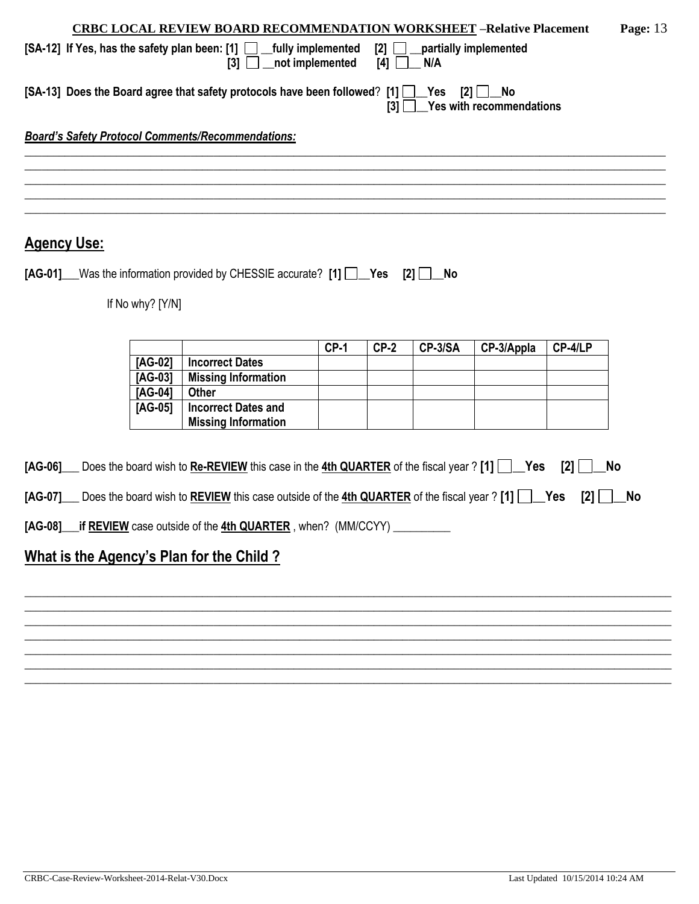**[SA-12] If Yes, has the safety plan been: [1] ☐ __fully implemented [2] ☐ __partially implemented [3] ☐ __not implemented [4] ☐__ N/A**

**[SA-13] Does the Board agree that safety protocols have been followed? [1] ☐__Yes [2] ☐__No [3] ☐__Yes with recommendations**

***Board's Safety Protocol Comments/Recommendations:***

_______________________________________________________________________________

_______________________________________________________________________________

_______________________________________________________________________________

_______________________________________________________________________________

_______________________________________________________________________________

## Agency Use:

**[AG-01]**___Was the information provided by CHESSIE accurate? **[1] ☐__Yes [2] ☐__No**

If No why? [Y/N]

| | | CP-1 | CP-2 | CP-3/SA | CP-3/Appla | CP-4/LP |
|---|---|---|---|---|---|---|
| [AG-02] | Incorrect Dates | | | | | |
| [AG-03] | Missing Information | | | | | |
| [AG-04] | Other | | | | | |
| [AG-05] | Incorrect Dates and Missing Information | | | | | |

**[AG-06]**___ Does the board wish to **Re-REVIEW** this case in the **4th QUARTER** of the fiscal year ? **[1] ☐__Yes [2] ☐__No**

**[AG-07]**___ Does the board wish to **REVIEW** this case outside of the **4th QUARTER** of the fiscal year ? **[1] ☐__Yes [2] ☐__No**

**[AG-08]___if REVIEW** case outside of the **4th QUARTER** , when? (MM/CCYY) __________

## What is the Agency's Plan for the Child ?

_______________________________________________________________________________

_______________________________________________________________________________

_______________________________________________________________________________

_______________________________________________________________________________

_______________________________________________________________________________

_______________________________________________________________________________

_______________________________________________________________________________